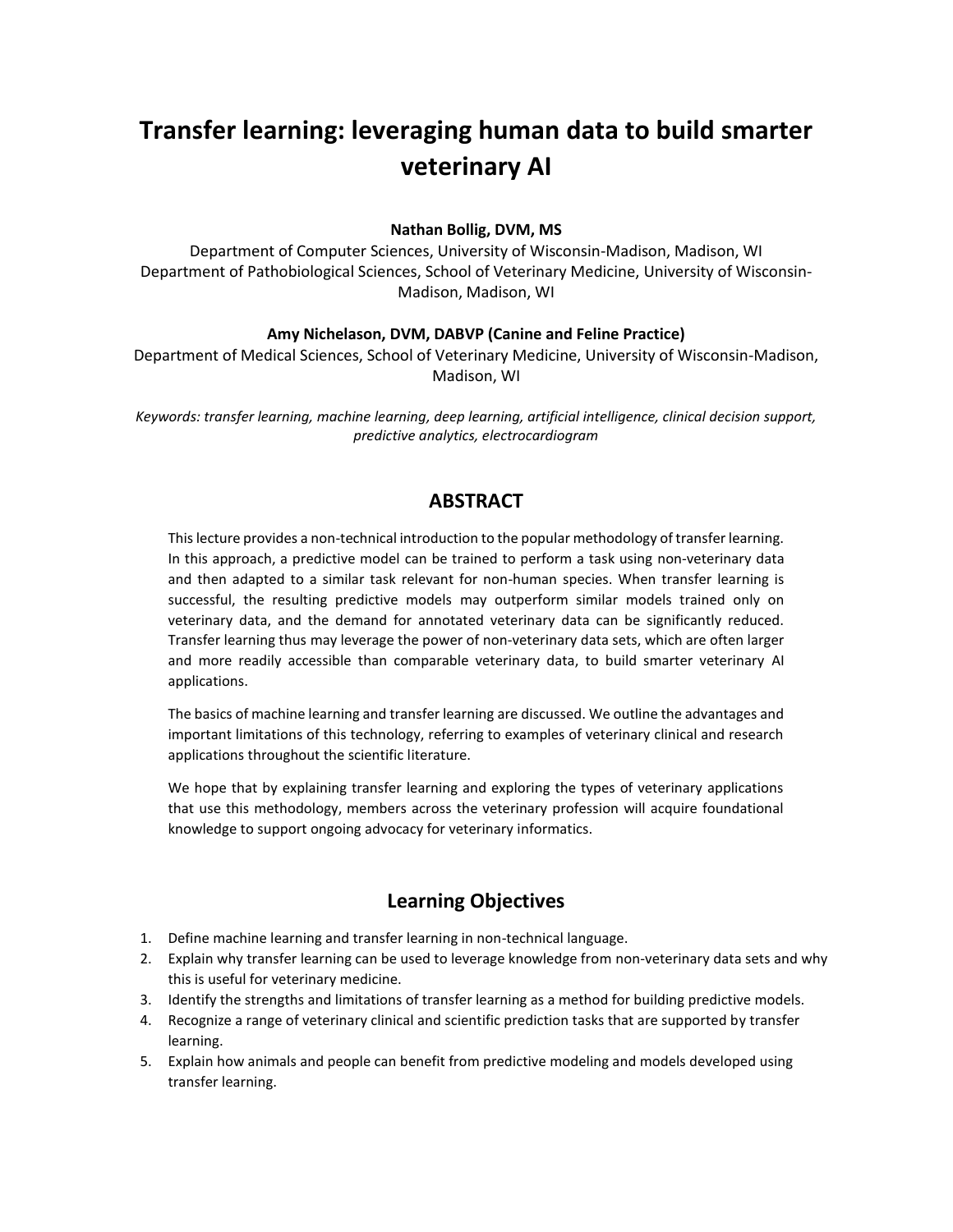# Transfer learning: leveraging human data to build smarter veterinary AI

**Nathan Bollig, DVM, MS**

Department of Computer Sciences, University of Wisconsin-Madison, Madison, WI
Department of Pathobiological Sciences, School of Veterinary Medicine, University of Wisconsin-Madison, Madison, WI

**Amy Nichelason, DVM, DABVP (Canine and Feline Practice)**

Department of Medical Sciences, School of Veterinary Medicine, University of Wisconsin-Madison, Madison, WI

*Keywords: transfer learning, machine learning, deep learning, artificial intelligence, clinical decision support, predictive analytics, electrocardiogram*

## ABSTRACT

This lecture provides a non-technical introduction to the popular methodology of transfer learning. In this approach, a predictive model can be trained to perform a task using non-veterinary data and then adapted to a similar task relevant for non-human species. When transfer learning is successful, the resulting predictive models may outperform similar models trained only on veterinary data, and the demand for annotated veterinary data can be significantly reduced. Transfer learning thus may leverage the power of non-veterinary data sets, which are often larger and more readily accessible than comparable veterinary data, to build smarter veterinary AI applications.

The basics of machine learning and transfer learning are discussed. We outline the advantages and important limitations of this technology, referring to examples of veterinary clinical and research applications throughout the scientific literature.

We hope that by explaining transfer learning and exploring the types of veterinary applications that use this methodology, members across the veterinary profession will acquire foundational knowledge to support ongoing advocacy for veterinary informatics.

## Learning Objectives

1. Define machine learning and transfer learning in non-technical language.
2. Explain why transfer learning can be used to leverage knowledge from non-veterinary data sets and why this is useful for veterinary medicine.
3. Identify the strengths and limitations of transfer learning as a method for building predictive models.
4. Recognize a range of veterinary clinical and scientific prediction tasks that are supported by transfer learning.
5. Explain how animals and people can benefit from predictive modeling and models developed using transfer learning.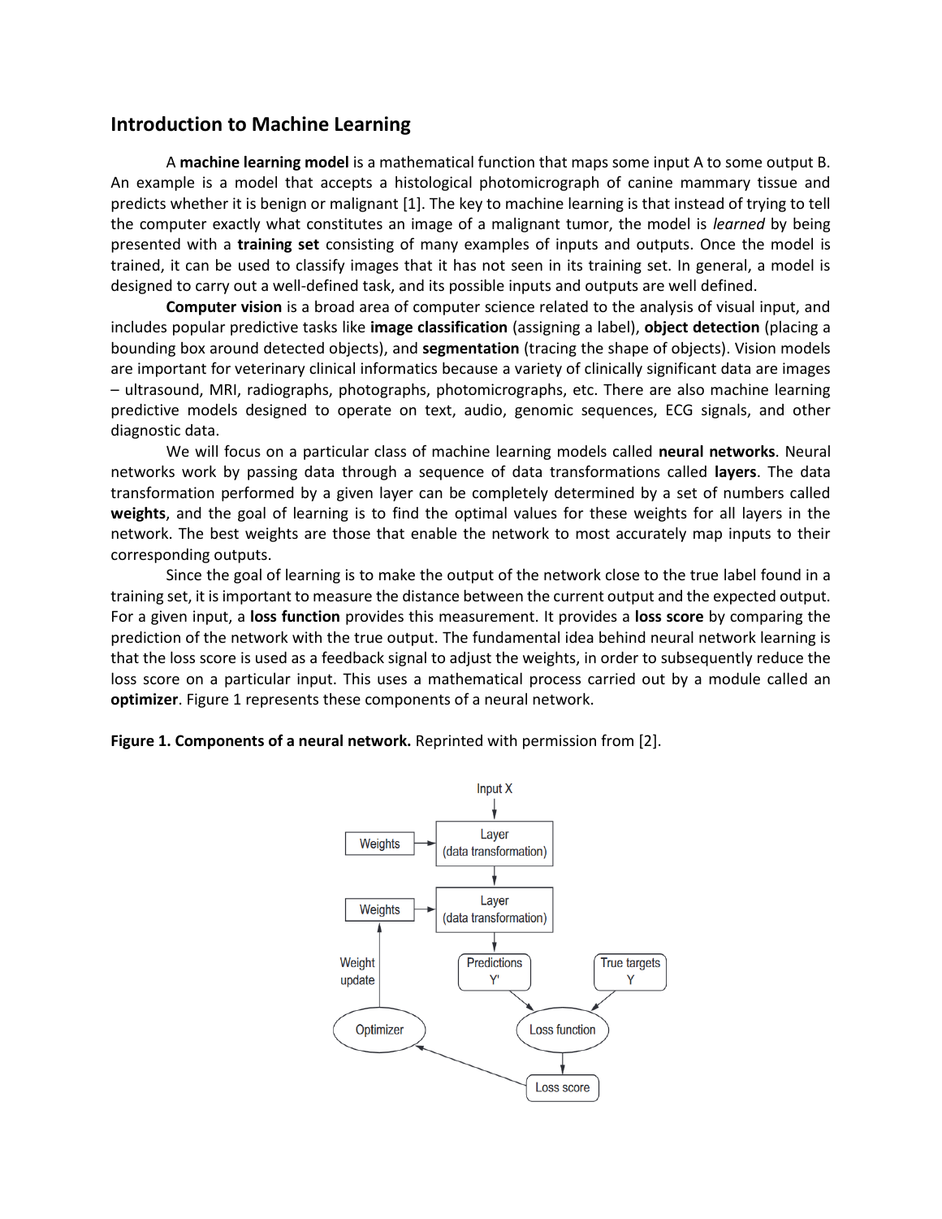## Introduction to Machine Learning

A **machine learning model** is a mathematical function that maps some input A to some output B. An example is a model that accepts a histological photomicrograph of canine mammary tissue and predicts whether it is benign or malignant [1]. The key to machine learning is that instead of trying to tell the computer exactly what constitutes an image of a malignant tumor, the model is *learned* by being presented with a **training set** consisting of many examples of inputs and outputs. Once the model is trained, it can be used to classify images that it has not seen in its training set. In general, a model is designed to carry out a well-defined task, and its possible inputs and outputs are well defined.

**Computer vision** is a broad area of computer science related to the analysis of visual input, and includes popular predictive tasks like **image classification** (assigning a label), **object detection** (placing a bounding box around detected objects), and **segmentation** (tracing the shape of objects). Vision models are important for veterinary clinical informatics because a variety of clinically significant data are images – ultrasound, MRI, radiographs, photographs, photomicrographs, etc. There are also machine learning predictive models designed to operate on text, audio, genomic sequences, ECG signals, and other diagnostic data.

We will focus on a particular class of machine learning models called **neural networks**. Neural networks work by passing data through a sequence of data transformations called **layers**. The data transformation performed by a given layer can be completely determined by a set of numbers called **weights**, and the goal of learning is to find the optimal values for these weights for all layers in the network. The best weights are those that enable the network to most accurately map inputs to their corresponding outputs.

Since the goal of learning is to make the output of the network close to the true label found in a training set, it is important to measure the distance between the current output and the expected output. For a given input, a **loss function** provides this measurement. It provides a **loss score** by comparing the prediction of the network with the true output. The fundamental idea behind neural network learning is that the loss score is used as a feedback signal to adjust the weights, in order to subsequently reduce the loss score on a particular input. This uses a mathematical process carried out by a module called an **optimizer**. Figure 1 represents these components of a neural network.

**Figure 1. Components of a neural network.** Reprinted with permission from [2].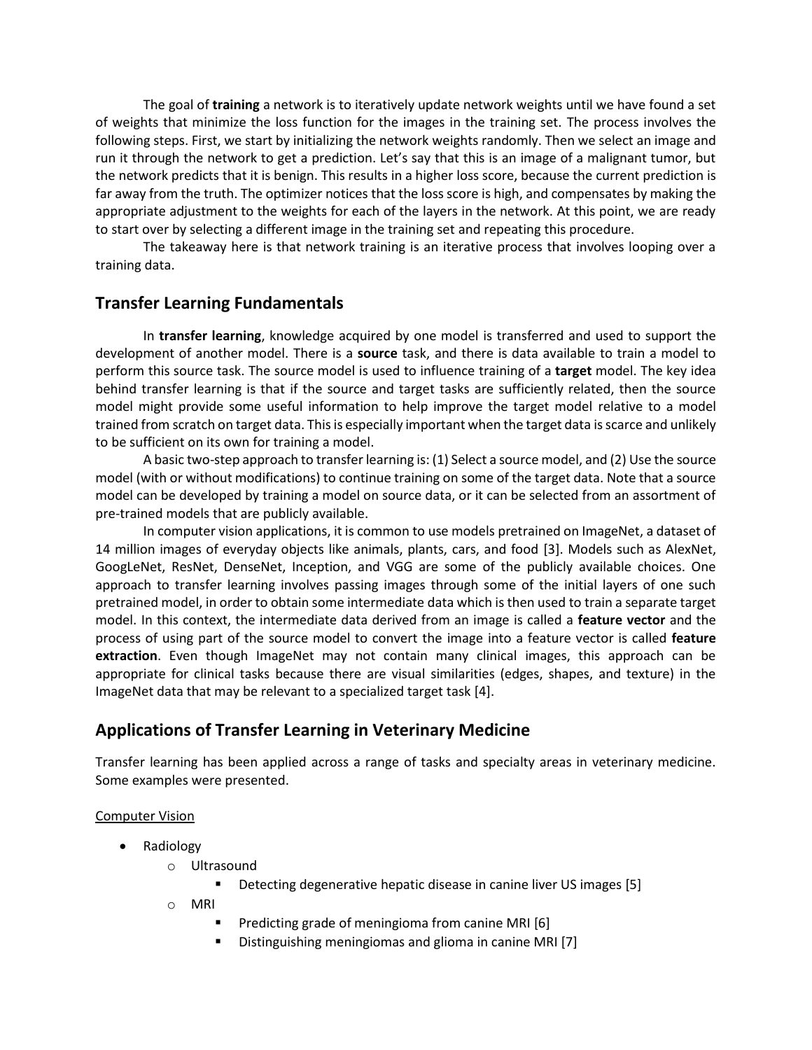The goal of **training** a network is to iteratively update network weights until we have found a set of weights that minimize the loss function for the images in the training set. The process involves the following steps. First, we start by initializing the network weights randomly. Then we select an image and run it through the network to get a prediction. Let's say that this is an image of a malignant tumor, but the network predicts that it is benign. This results in a higher loss score, because the current prediction is far away from the truth. The optimizer notices that the loss score is high, and compensates by making the appropriate adjustment to the weights for each of the layers in the network. At this point, we are ready to start over by selecting a different image in the training set and repeating this procedure.

The takeaway here is that network training is an iterative process that involves looping over a training data.

## Transfer Learning Fundamentals

In **transfer learning**, knowledge acquired by one model is transferred and used to support the development of another model. There is a **source** task, and there is data available to train a model to perform this source task. The source model is used to influence training of a **target** model. The key idea behind transfer learning is that if the source and target tasks are sufficiently related, then the source model might provide some useful information to help improve the target model relative to a model trained from scratch on target data. This is especially important when the target data is scarce and unlikely to be sufficient on its own for training a model.

A basic two-step approach to transfer learning is: (1) Select a source model, and (2) Use the source model (with or without modifications) to continue training on some of the target data. Note that a source model can be developed by training a model on source data, or it can be selected from an assortment of pre-trained models that are publicly available.

In computer vision applications, it is common to use models pretrained on ImageNet, a dataset of 14 million images of everyday objects like animals, plants, cars, and food [3]. Models such as AlexNet, GoogLeNet, ResNet, DenseNet, Inception, and VGG are some of the publicly available choices. One approach to transfer learning involves passing images through some of the initial layers of one such pretrained model, in order to obtain some intermediate data which is then used to train a separate target model. In this context, the intermediate data derived from an image is called a **feature vector** and the process of using part of the source model to convert the image into a feature vector is called **feature extraction**. Even though ImageNet may not contain many clinical images, this approach can be appropriate for clinical tasks because there are visual similarities (edges, shapes, and texture) in the ImageNet data that may be relevant to a specialized target task [4].

## Applications of Transfer Learning in Veterinary Medicine

Transfer learning has been applied across a range of tasks and specialty areas in veterinary medicine. Some examples were presented.

Computer Vision

- Radiology
  - Ultrasound
    - Detecting degenerative hepatic disease in canine liver US images [5]
  - MRI
    - Predicting grade of meningioma from canine MRI [6]
    - Distinguishing meningiomas and glioma in canine MRI [7]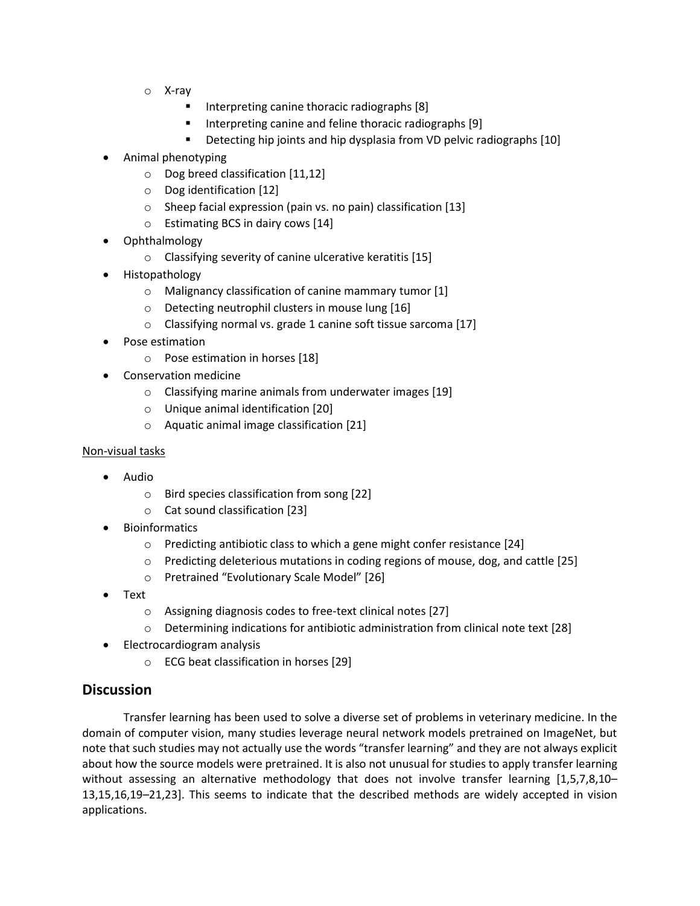- X-ray
        - Interpreting canine thoracic radiographs [8]
        - Interpreting canine and feline thoracic radiographs [9]
        - Detecting hip joints and hip dysplasia from VD pelvic radiographs [10]
- Animal phenotyping
    - Dog breed classification [11,12]
    - Dog identification [12]
    - Sheep facial expression (pain vs. no pain) classification [13]
    - Estimating BCS in dairy cows [14]
- Ophthalmology
    - Classifying severity of canine ulcerative keratitis [15]
- Histopathology
    - Malignancy classification of canine mammary tumor [1]
    - Detecting neutrophil clusters in mouse lung [16]
    - Classifying normal vs. grade 1 canine soft tissue sarcoma [17]
- Pose estimation
    - Pose estimation in horses [18]
- Conservation medicine
    - Classifying marine animals from underwater images [19]
    - Unique animal identification [20]
    - Aquatic animal image classification [21]

Non-visual tasks

- Audio
    - Bird species classification from song [22]
    - Cat sound classification [23]
- Bioinformatics
    - Predicting antibiotic class to which a gene might confer resistance [24]
    - Predicting deleterious mutations in coding regions of mouse, dog, and cattle [25]
    - Pretrained "Evolutionary Scale Model" [26]
- Text
    - Assigning diagnosis codes to free-text clinical notes [27]
    - Determining indications for antibiotic administration from clinical note text [28]
- Electrocardiogram analysis
    - ECG beat classification in horses [29]

## Discussion

Transfer learning has been used to solve a diverse set of problems in veterinary medicine. In the domain of computer vision, many studies leverage neural network models pretrained on ImageNet, but note that such studies may not actually use the words "transfer learning" and they are not always explicit about how the source models were pretrained. It is also not unusual for studies to apply transfer learning without assessing an alternative methodology that does not involve transfer learning [1,5,7,8,10–13,15,16,19–21,23]. This seems to indicate that the described methods are widely accepted in vision applications.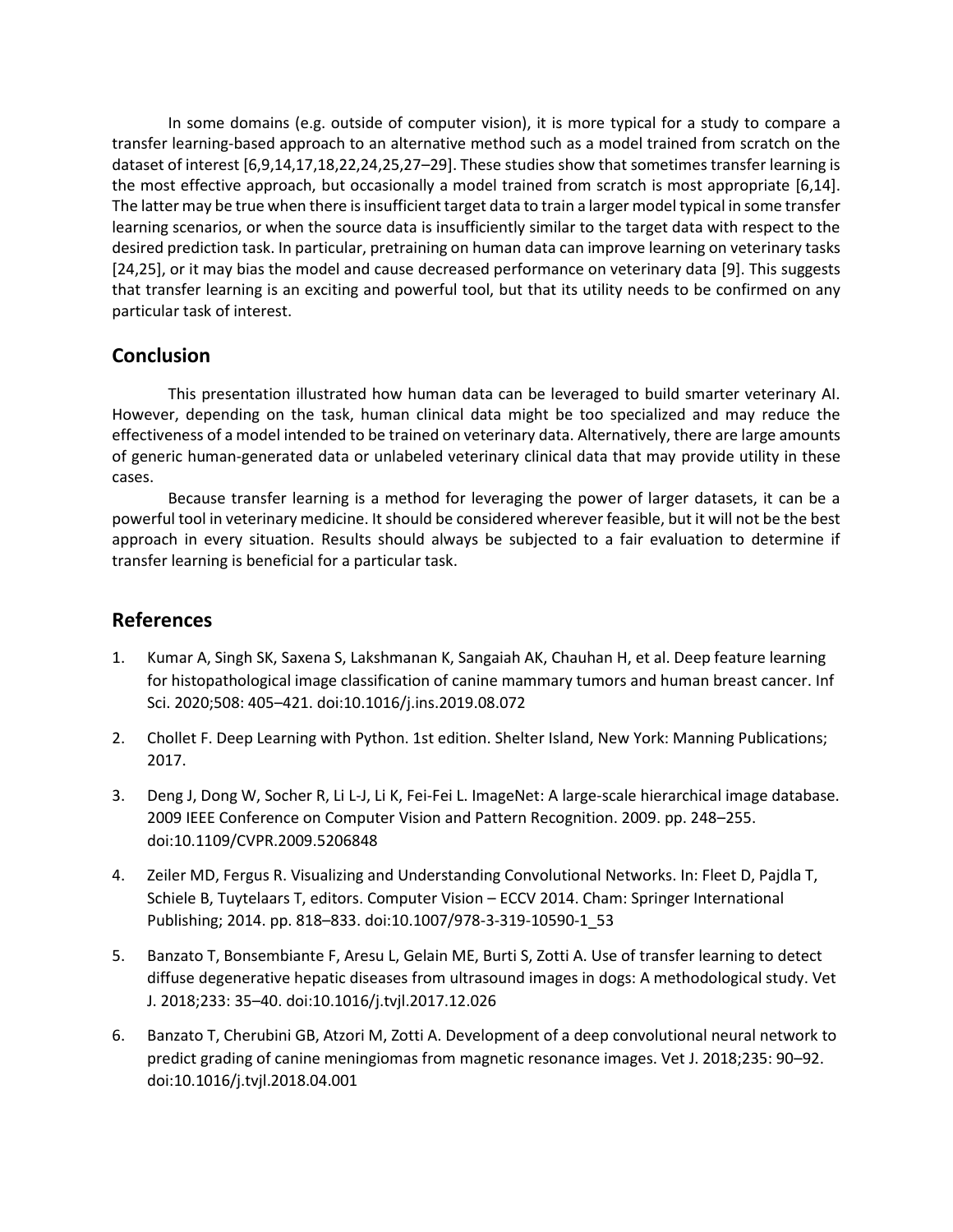In some domains (e.g. outside of computer vision), it is more typical for a study to compare a transfer learning-based approach to an alternative method such as a model trained from scratch on the dataset of interest [6,9,14,17,18,22,24,25,27–29]. These studies show that sometimes transfer learning is the most effective approach, but occasionally a model trained from scratch is most appropriate [6,14]. The latter may be true when there is insufficient target data to train a larger model typical in some transfer learning scenarios, or when the source data is insufficiently similar to the target data with respect to the desired prediction task. In particular, pretraining on human data can improve learning on veterinary tasks [24,25], or it may bias the model and cause decreased performance on veterinary data [9]. This suggests that transfer learning is an exciting and powerful tool, but that its utility needs to be confirmed on any particular task of interest.

## Conclusion

This presentation illustrated how human data can be leveraged to build smarter veterinary AI. However, depending on the task, human clinical data might be too specialized and may reduce the effectiveness of a model intended to be trained on veterinary data. Alternatively, there are large amounts of generic human-generated data or unlabeled veterinary clinical data that may provide utility in these cases.

Because transfer learning is a method for leveraging the power of larger datasets, it can be a powerful tool in veterinary medicine. It should be considered wherever feasible, but it will not be the best approach in every situation. Results should always be subjected to a fair evaluation to determine if transfer learning is beneficial for a particular task.

## References

1. Kumar A, Singh SK, Saxena S, Lakshmanan K, Sangaiah AK, Chauhan H, et al. Deep feature learning for histopathological image classification of canine mammary tumors and human breast cancer. Inf Sci. 2020;508: 405–421. doi:10.1016/j.ins.2019.08.072
2. Chollet F. Deep Learning with Python. 1st edition. Shelter Island, New York: Manning Publications; 2017.
3. Deng J, Dong W, Socher R, Li L-J, Li K, Fei-Fei L. ImageNet: A large-scale hierarchical image database. 2009 IEEE Conference on Computer Vision and Pattern Recognition. 2009. pp. 248–255. doi:10.1109/CVPR.2009.5206848
4. Zeiler MD, Fergus R. Visualizing and Understanding Convolutional Networks. In: Fleet D, Pajdla T, Schiele B, Tuytelaars T, editors. Computer Vision – ECCV 2014. Cham: Springer International Publishing; 2014. pp. 818–833. doi:10.1007/978-3-319-10590-1_53
5. Banzato T, Bonsembiante F, Aresu L, Gelain ME, Burti S, Zotti A. Use of transfer learning to detect diffuse degenerative hepatic diseases from ultrasound images in dogs: A methodological study. Vet J. 2018;233: 35–40. doi:10.1016/j.tvjl.2017.12.026
6. Banzato T, Cherubini GB, Atzori M, Zotti A. Development of a deep convolutional neural network to predict grading of canine meningiomas from magnetic resonance images. Vet J. 2018;235: 90–92. doi:10.1016/j.tvjl.2018.04.001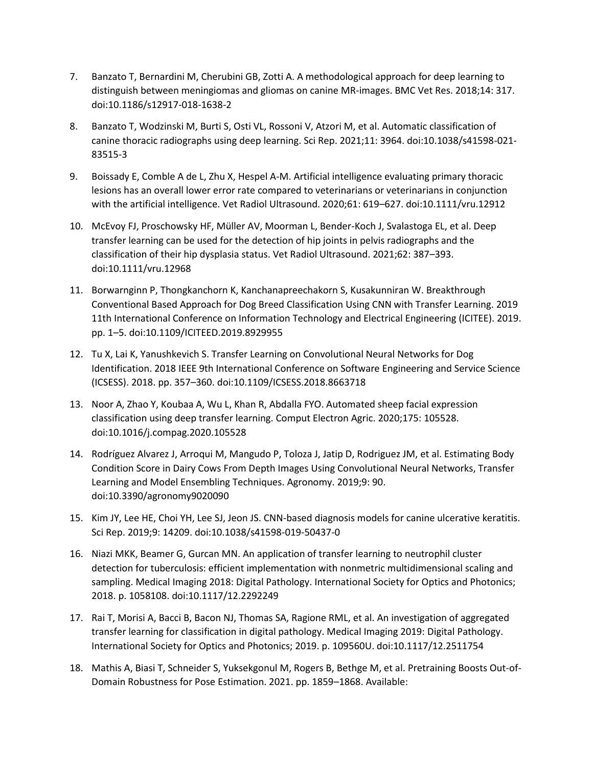7. Banzato T, Bernardini M, Cherubini GB, Zotti A. A methodological approach for deep learning to distinguish between meningiomas and gliomas on canine MR-images. BMC Vet Res. 2018;14: 317. doi:10.1186/s12917-018-1638-2

8. Banzato T, Wodzinski M, Burti S, Osti VL, Rossoni V, Atzori M, et al. Automatic classification of canine thoracic radiographs using deep learning. Sci Rep. 2021;11: 3964. doi:10.1038/s41598-021-83515-3

9. Boissady E, Comble A de L, Zhu X, Hespel A-M. Artificial intelligence evaluating primary thoracic lesions has an overall lower error rate compared to veterinarians or veterinarians in conjunction with the artificial intelligence. Vet Radiol Ultrasound. 2020;61: 619–627. doi:10.1111/vru.12912

10. McEvoy FJ, Proschowsky HF, Müller AV, Moorman L, Bender-Koch J, Svalastoga EL, et al. Deep transfer learning can be used for the detection of hip joints in pelvis radiographs and the classification of their hip dysplasia status. Vet Radiol Ultrasound. 2021;62: 387–393. doi:10.1111/vru.12968

11. Borwarnginn P, Thongkanchorn K, Kanchanapreechakorn S, Kusakunniran W. Breakthrough Conventional Based Approach for Dog Breed Classification Using CNN with Transfer Learning. 2019 11th International Conference on Information Technology and Electrical Engineering (ICITEE). 2019. pp. 1–5. doi:10.1109/ICITEED.2019.8929955

12. Tu X, Lai K, Yanushkevich S. Transfer Learning on Convolutional Neural Networks for Dog Identification. 2018 IEEE 9th International Conference on Software Engineering and Service Science (ICSESS). 2018. pp. 357–360. doi:10.1109/ICSESS.2018.8663718

13. Noor A, Zhao Y, Koubaa A, Wu L, Khan R, Abdalla FYO. Automated sheep facial expression classification using deep transfer learning. Comput Electron Agric. 2020;175: 105528. doi:10.1016/j.compag.2020.105528

14. Rodríguez Alvarez J, Arroqui M, Mangudo P, Toloza J, Jatip D, Rodriguez JM, et al. Estimating Body Condition Score in Dairy Cows From Depth Images Using Convolutional Neural Networks, Transfer Learning and Model Ensembling Techniques. Agronomy. 2019;9: 90. doi:10.3390/agronomy9020090

15. Kim JY, Lee HE, Choi YH, Lee SJ, Jeon JS. CNN-based diagnosis models for canine ulcerative keratitis. Sci Rep. 2019;9: 14209. doi:10.1038/s41598-019-50437-0

16. Niazi MKK, Beamer G, Gurcan MN. An application of transfer learning to neutrophil cluster detection for tuberculosis: efficient implementation with nonmetric multidimensional scaling and sampling. Medical Imaging 2018: Digital Pathology. International Society for Optics and Photonics; 2018. p. 1058108. doi:10.1117/12.2292249

17. Rai T, Morisi A, Bacci B, Bacon NJ, Thomas SA, Ragione RML, et al. An investigation of aggregated transfer learning for classification in digital pathology. Medical Imaging 2019: Digital Pathology. International Society for Optics and Photonics; 2019. p. 109560U. doi:10.1117/12.2511754

18. Mathis A, Biasi T, Schneider S, Yuksekgonul M, Rogers B, Bethge M, et al. Pretraining Boosts Out-of-Domain Robustness for Pose Estimation. 2021. pp. 1859–1868. Available: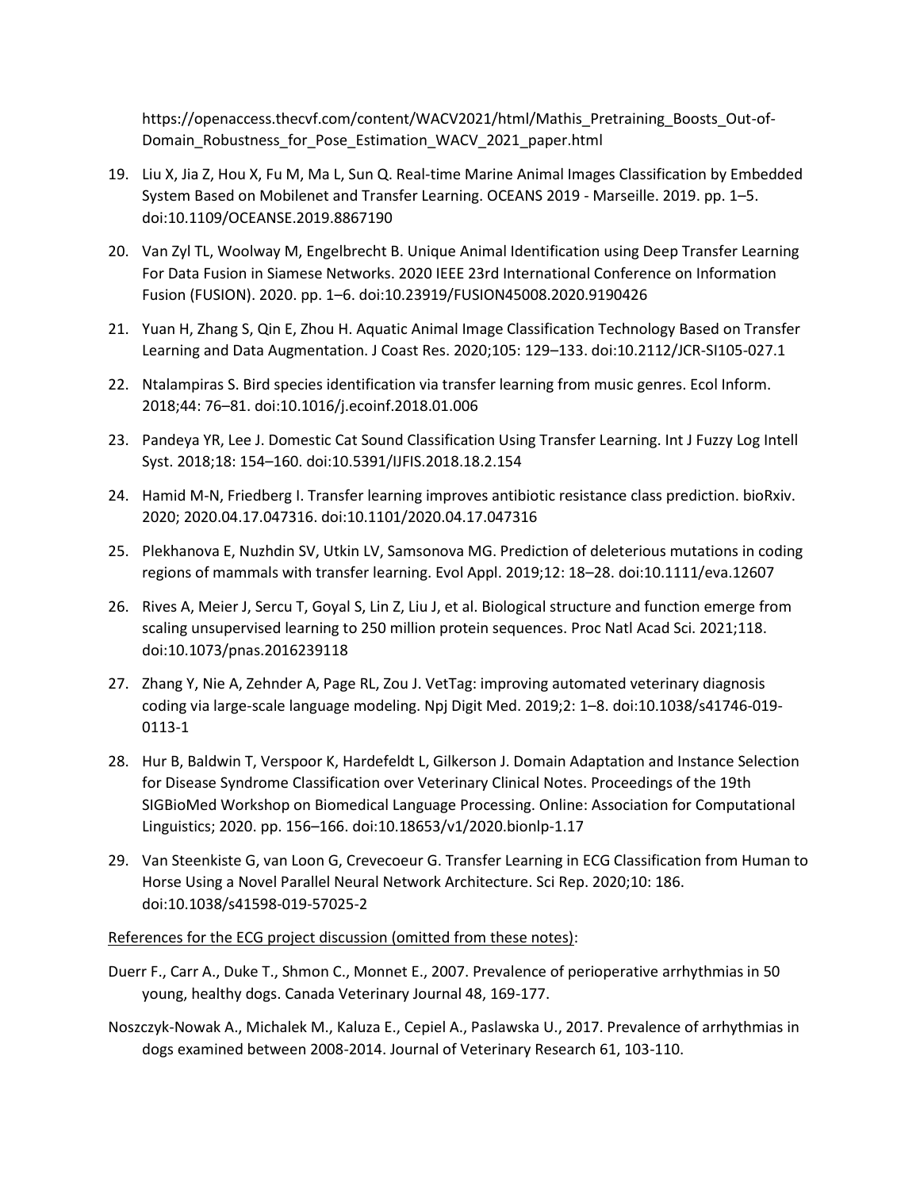https://openaccess.thecvf.com/content/WACV2021/html/Mathis_Pretraining_Boosts_Out-of-Domain_Robustness_for_Pose_Estimation_WACV_2021_paper.html

19. Liu X, Jia Z, Hou X, Fu M, Ma L, Sun Q. Real-time Marine Animal Images Classification by Embedded System Based on Mobilenet and Transfer Learning. OCEANS 2019 - Marseille. 2019. pp. 1–5. doi:10.1109/OCEANSE.2019.8867190
20. Van Zyl TL, Woolway M, Engelbrecht B. Unique Animal Identification using Deep Transfer Learning For Data Fusion in Siamese Networks. 2020 IEEE 23rd International Conference on Information Fusion (FUSION). 2020. pp. 1–6. doi:10.23919/FUSION45008.2020.9190426
21. Yuan H, Zhang S, Qin E, Zhou H. Aquatic Animal Image Classification Technology Based on Transfer Learning and Data Augmentation. J Coast Res. 2020;105: 129–133. doi:10.2112/JCR-SI105-027.1
22. Ntalampiras S. Bird species identification via transfer learning from music genres. Ecol Inform. 2018;44: 76–81. doi:10.1016/j.ecoinf.2018.01.006
23. Pandeya YR, Lee J. Domestic Cat Sound Classification Using Transfer Learning. Int J Fuzzy Log Intell Syst. 2018;18: 154–160. doi:10.5391/IJFIS.2018.18.2.154
24. Hamid M-N, Friedberg I. Transfer learning improves antibiotic resistance class prediction. bioRxiv. 2020; 2020.04.17.047316. doi:10.1101/2020.04.17.047316
25. Plekhanova E, Nuzhdin SV, Utkin LV, Samsonova MG. Prediction of deleterious mutations in coding regions of mammals with transfer learning. Evol Appl. 2019;12: 18–28. doi:10.1111/eva.12607
26. Rives A, Meier J, Sercu T, Goyal S, Lin Z, Liu J, et al. Biological structure and function emerge from scaling unsupervised learning to 250 million protein sequences. Proc Natl Acad Sci. 2021;118. doi:10.1073/pnas.2016239118
27. Zhang Y, Nie A, Zehnder A, Page RL, Zou J. VetTag: improving automated veterinary diagnosis coding via large-scale language modeling. Npj Digit Med. 2019;2: 1–8. doi:10.1038/s41746-019-0113-1
28. Hur B, Baldwin T, Verspoor K, Hardefeldt L, Gilkerson J. Domain Adaptation and Instance Selection for Disease Syndrome Classification over Veterinary Clinical Notes. Proceedings of the 19th SIGBioMed Workshop on Biomedical Language Processing. Online: Association for Computational Linguistics; 2020. pp. 156–166. doi:10.18653/v1/2020.bionlp-1.17
29. Van Steenkiste G, van Loon G, Crevecoeur G. Transfer Learning in ECG Classification from Human to Horse Using a Novel Parallel Neural Network Architecture. Sci Rep. 2020;10: 186. doi:10.1038/s41598-019-57025-2

References for the ECG project discussion (omitted from these notes):

Duerr F., Carr A., Duke T., Shmon C., Monnet E., 2007. Prevalence of perioperative arrhythmias in 50 young, healthy dogs. Canada Veterinary Journal 48, 169-177.

Noszczyk-Nowak A., Michalek M., Kaluza E., Cepiel A., Paslawska U., 2017. Prevalence of arrhythmias in dogs examined between 2008-2014. Journal of Veterinary Research 61, 103-110.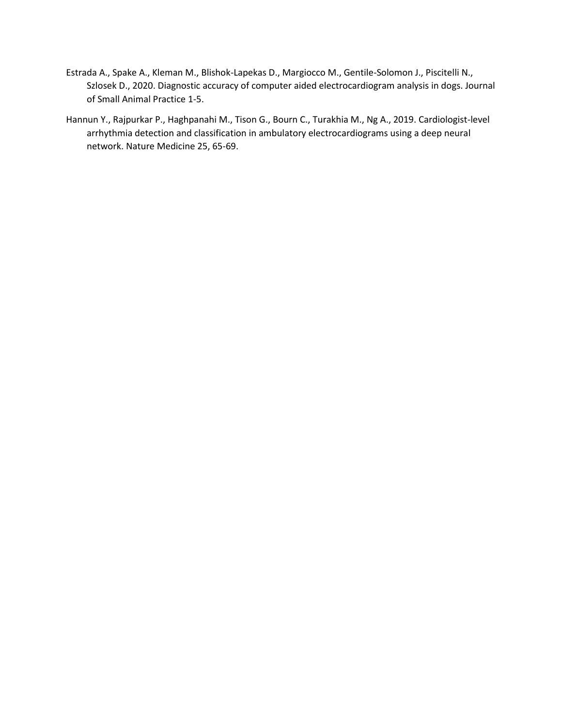Estrada A., Spake A., Kleman M., Blishok-Lapekas D., Margiocco M., Gentile-Solomon J., Piscitelli N., Szlosek D., 2020. Diagnostic accuracy of computer aided electrocardiogram analysis in dogs. Journal of Small Animal Practice 1-5.

Hannun Y., Rajpurkar P., Haghpanahi M., Tison G., Bourn C., Turakhia M., Ng A., 2019. Cardiologist-level arrhythmia detection and classification in ambulatory electrocardiograms using a deep neural network. Nature Medicine 25, 65-69.